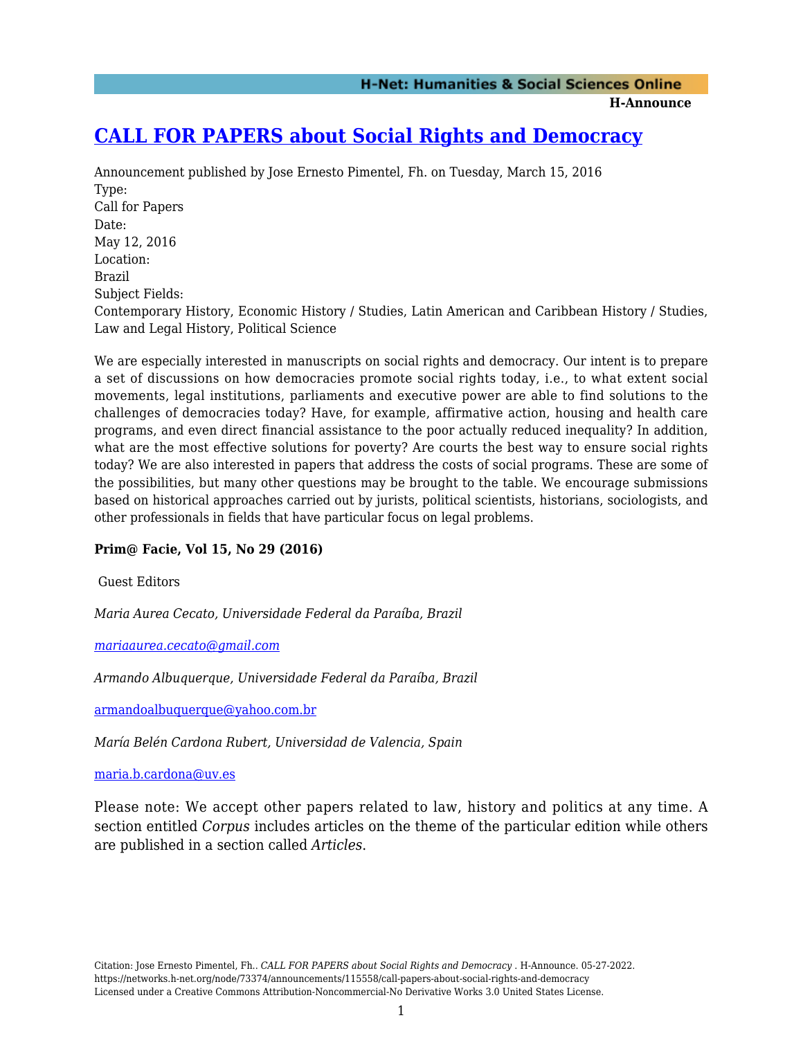# CALL FOR PAPERS about Social Rights and Democracy

Announcement published by Jose Ernesto Pimentel, Fh. on Tuesday, March 15, 2016

Type:
Call for Papers

Date:
May 12, 2016

Location:
Brazil

Subject Fields:
Contemporary History, Economic History / Studies, Latin American and Caribbean History / Studies, Law and Legal History, Political Science

We are especially interested in manuscripts on social rights and democracy. Our intent is to prepare a set of discussions on how democracies promote social rights today, i.e., to what extent social movements, legal institutions, parliaments and executive power are able to find solutions to the challenges of democracies today? Have, for example, affirmative action, housing and health care programs, and even direct financial assistance to the poor actually reduced inequality? In addition, what are the most effective solutions for poverty? Are courts the best way to ensure social rights today? We are also interested in papers that address the costs of social programs. These are some of the possibilities, but many other questions may be brought to the table. We encourage submissions based on historical approaches carried out by jurists, political scientists, historians, sociologists, and other professionals in fields that have particular focus on legal problems.

**Prim@ Facie, Vol 15, No 29 (2016)**

Guest Editors

*Maria Aurea Cecato, Universidade Federal da Paraíba, Brazil*

*mariaaurea.cecato@gmail.com*

*Armando Albuquerque, Universidade Federal da Paraíba, Brazil*

armandoalbuquerque@yahoo.com.br

*María Belén Cardona Rubert, Universidad de Valencia, Spain*

maria.b.cardona@uv.es

Please note: We accept other papers related to law, history and politics at any time. A section entitled *Corpus* includes articles on the theme of the particular edition while others are published in a section called *Articles*.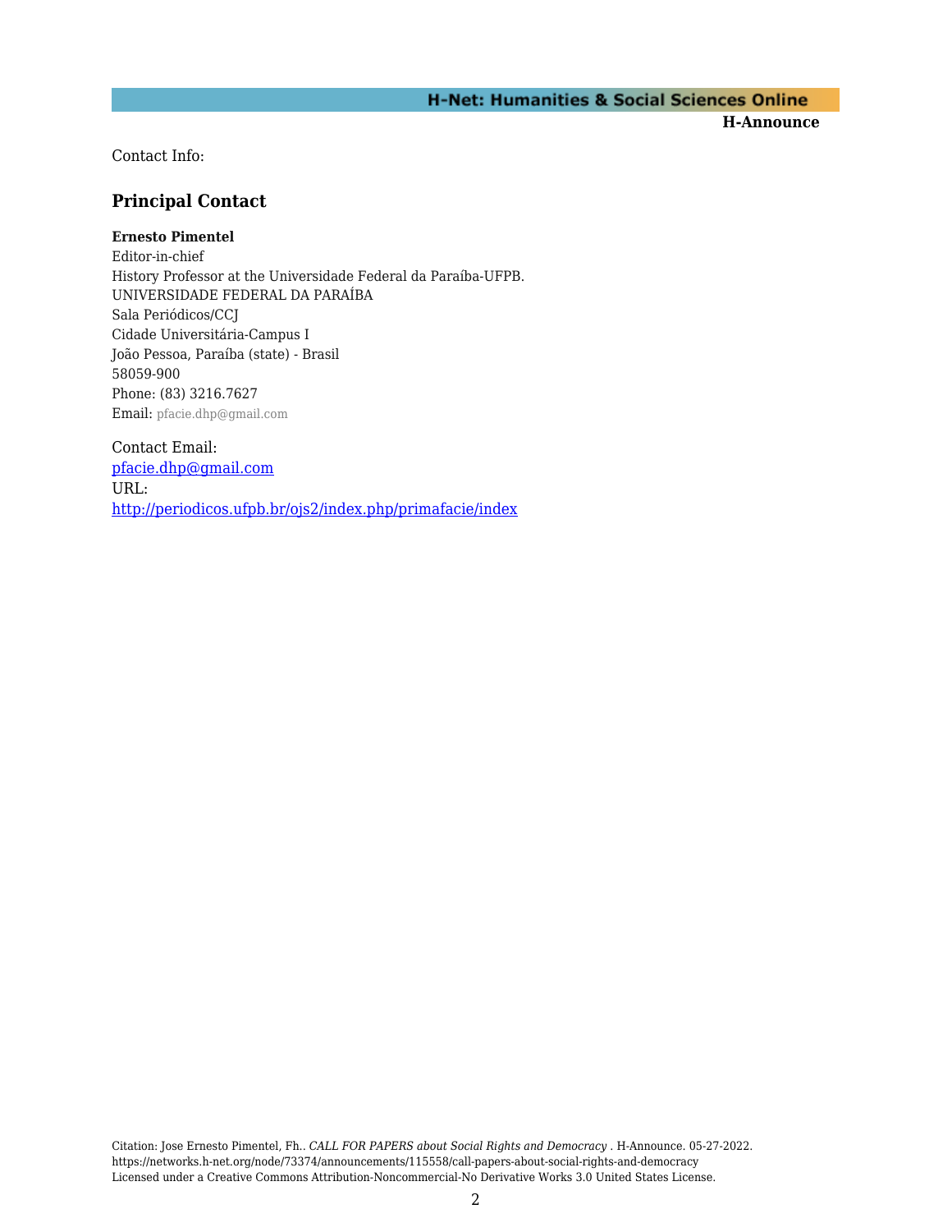Contact Info:

## Principal Contact

**Ernesto Pimentel**
Editor-in-chief
History Professor at the Universidade Federal da Paraíba-UFPB.
UNIVERSIDADE FEDERAL DA PARAÍBA
Sala Periódicos/CCJ
Cidade Universitária-Campus I
João Pessoa, Paraíba (state) - Brasil
58059-900
Phone: (83) 3216.7627
Email: pfacie.dhp@gmail.com

Contact Email:
pfacie.dhp@gmail.com
URL:
http://periodicos.ufpb.br/ojs2/index.php/primafacie/index

Citation: Jose Ernesto Pimentel, Fh.. *CALL FOR PAPERS about Social Rights and Democracy* . H-Announce. 05-27-2022.
https://networks.h-net.org/node/73374/announcements/115558/call-papers-about-social-rights-and-democracy
Licensed under a Creative Commons Attribution-Noncommercial-No Derivative Works 3.0 United States License.